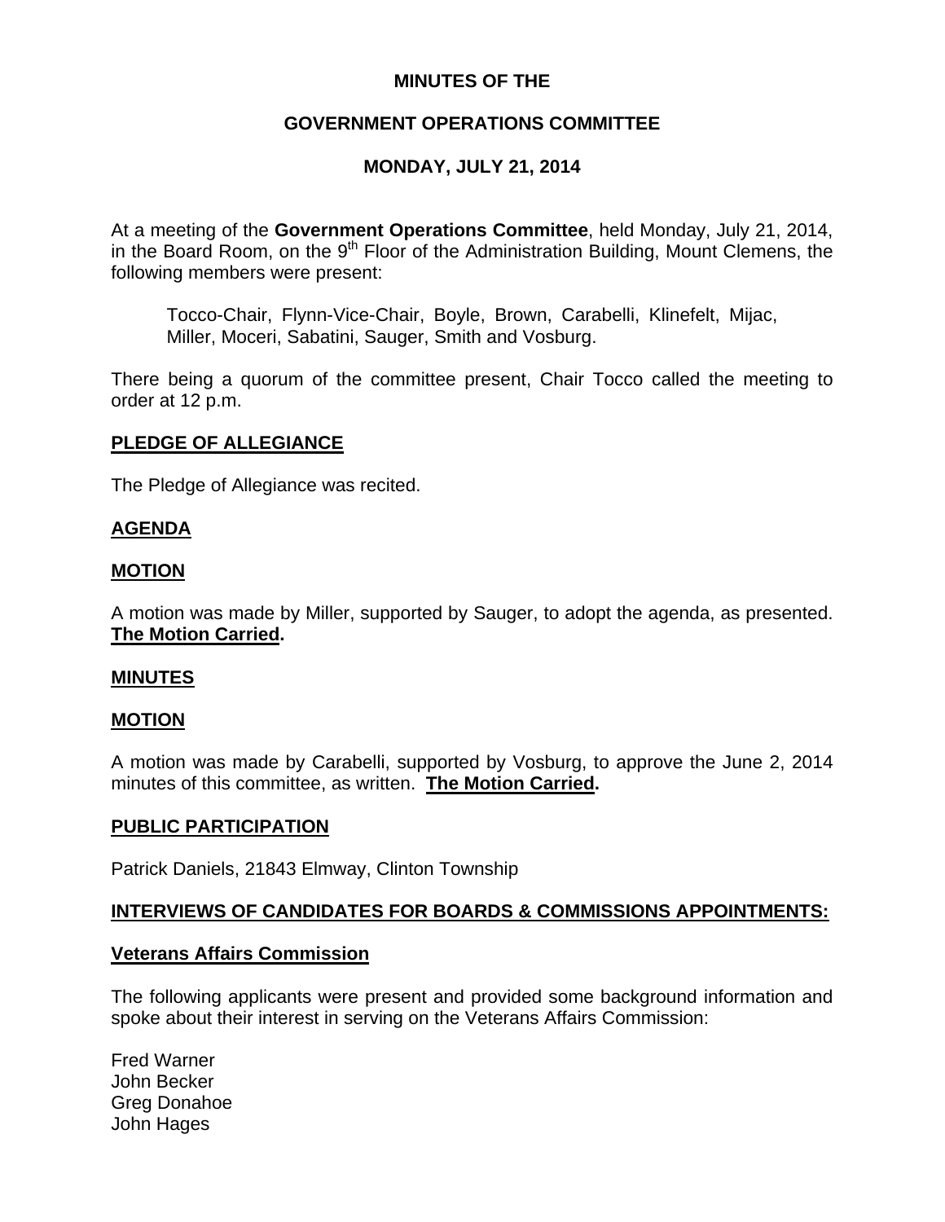# MINUTES OF THE

# GOVERNMENT OPERATIONS COMMITTEE

# MONDAY, JULY 21, 2014

At a meeting of the **Government Operations Committee**, held Monday, July 21, 2014, in the Board Room, on the 9th Floor of the Administration Building, Mount Clemens, the following members were present:

> Tocco-Chair, Flynn-Vice-Chair, Boyle, Brown, Carabelli, Klinefelt, Mijac, Miller, Moceri, Sabatini, Sauger, Smith and Vosburg.

There being a quorum of the committee present, Chair Tocco called the meeting to order at 12 p.m.

## PLEDGE OF ALLEGIANCE

The Pledge of Allegiance was recited.

## AGENDA

### MOTION

A motion was made by Miller, supported by Sauger, to adopt the agenda, as presented. **The Motion Carried.**

## MINUTES

### MOTION

A motion was made by Carabelli, supported by Vosburg, to approve the June 2, 2014 minutes of this committee, as written. **The Motion Carried.**

## PUBLIC PARTICIPATION

Patrick Daniels, 21843 Elmway, Clinton Township

## INTERVIEWS OF CANDIDATES FOR BOARDS & COMMISSIONS APPOINTMENTS:

### Veterans Affairs Commission

The following applicants were present and provided some background information and spoke about their interest in serving on the Veterans Affairs Commission:

Fred Warner
John Becker
Greg Donahoe
John Hages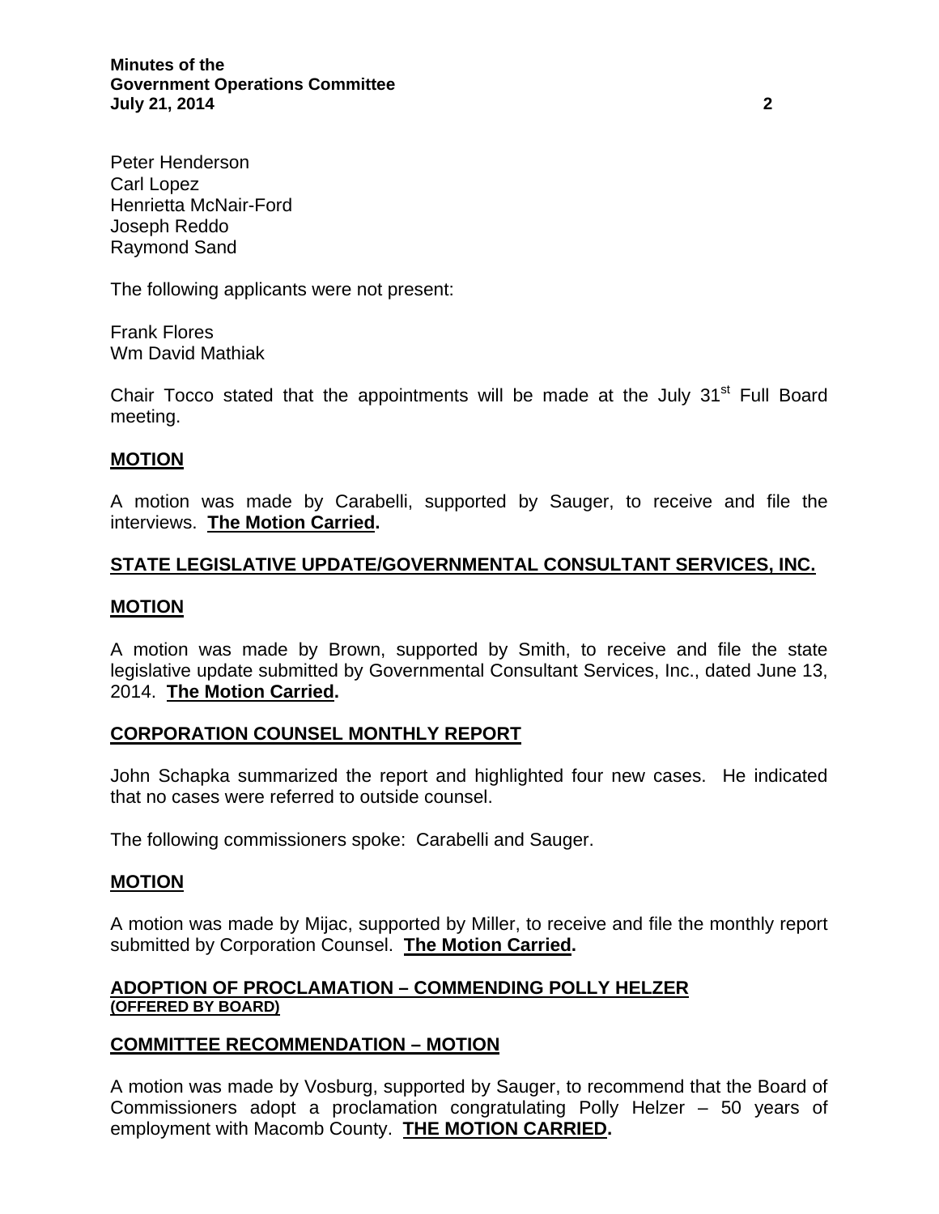Peter Henderson
Carl Lopez
Henrietta McNair-Ford
Joseph Reddo
Raymond Sand

The following applicants were not present:

Frank Flores
Wm David Mathiak

Chair Tocco stated that the appointments will be made at the July 31st Full Board meeting.

**MOTION**

A motion was made by Carabelli, supported by Sauger, to receive and file the interviews. **The Motion Carried.**

**STATE LEGISLATIVE UPDATE/GOVERNMENTAL CONSULTANT SERVICES, INC.**

**MOTION**

A motion was made by Brown, supported by Smith, to receive and file the state legislative update submitted by Governmental Consultant Services, Inc., dated June 13, 2014. **The Motion Carried.**

**CORPORATION COUNSEL MONTHLY REPORT**

John Schapka summarized the report and highlighted four new cases. He indicated that no cases were referred to outside counsel.

The following commissioners spoke: Carabelli and Sauger.

**MOTION**

A motion was made by Mijac, supported by Miller, to receive and file the monthly report submitted by Corporation Counsel. **The Motion Carried.**

**ADOPTION OF PROCLAMATION – COMMENDING POLLY HELZER**
**(OFFERED BY BOARD)**

**COMMITTEE RECOMMENDATION – MOTION**

A motion was made by Vosburg, supported by Sauger, to recommend that the Board of Commissioners adopt a proclamation congratulating Polly Helzer – 50 years of employment with Macomb County. **THE MOTION CARRIED.**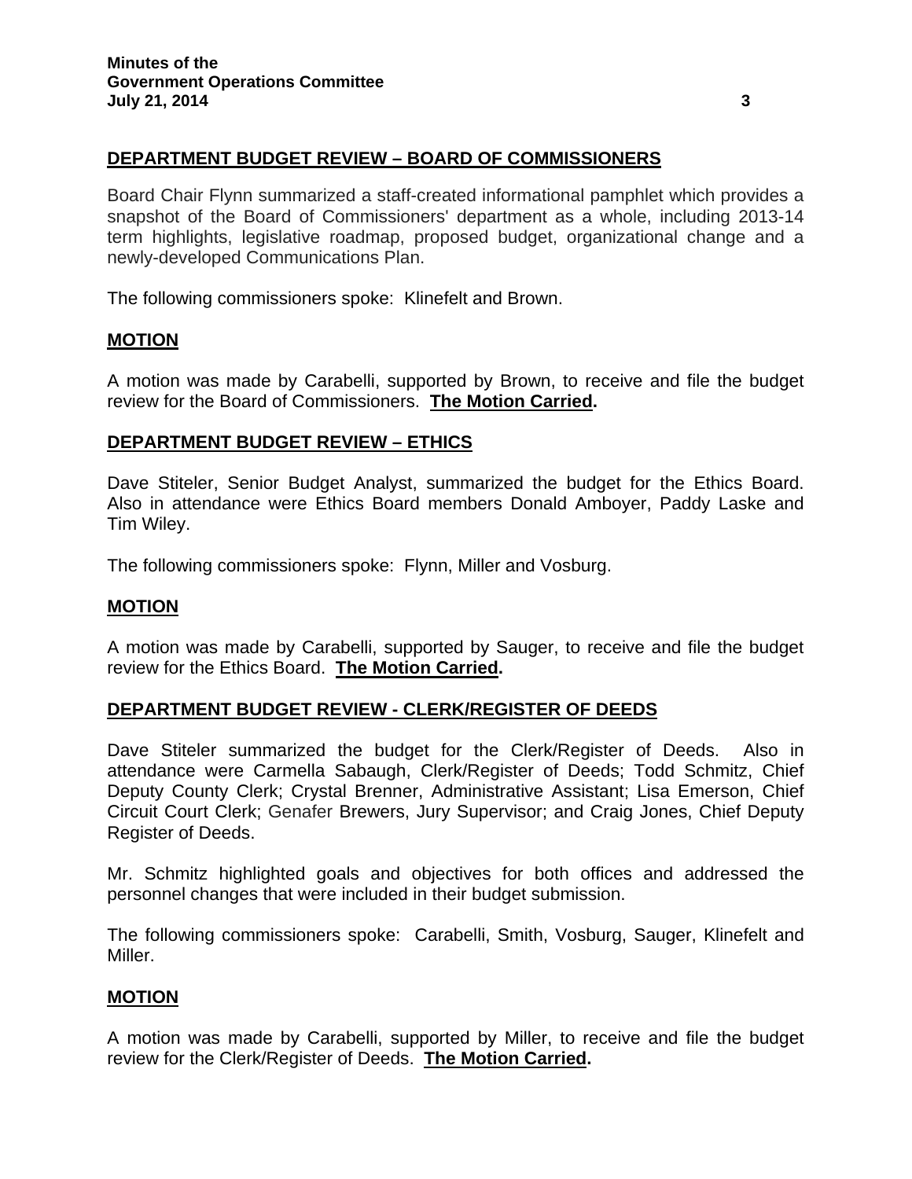## DEPARTMENT BUDGET REVIEW – BOARD OF COMMISSIONERS

Board Chair Flynn summarized a staff-created informational pamphlet which provides a snapshot of the Board of Commissioners' department as a whole, including 2013-14 term highlights, legislative roadmap, proposed budget, organizational change and a newly-developed Communications Plan.

The following commissioners spoke: Klinefelt and Brown.

### MOTION

A motion was made by Carabelli, supported by Brown, to receive and file the budget review for the Board of Commissioners. **The Motion Carried.**

## DEPARTMENT BUDGET REVIEW – ETHICS

Dave Stiteler, Senior Budget Analyst, summarized the budget for the Ethics Board. Also in attendance were Ethics Board members Donald Amboyer, Paddy Laske and Tim Wiley.

The following commissioners spoke: Flynn, Miller and Vosburg.

### MOTION

A motion was made by Carabelli, supported by Sauger, to receive and file the budget review for the Ethics Board. **The Motion Carried.**

## DEPARTMENT BUDGET REVIEW - CLERK/REGISTER OF DEEDS

Dave Stiteler summarized the budget for the Clerk/Register of Deeds. Also in attendance were Carmella Sabaugh, Clerk/Register of Deeds; Todd Schmitz, Chief Deputy County Clerk; Crystal Brenner, Administrative Assistant; Lisa Emerson, Chief Circuit Court Clerk; Genafer Brewers, Jury Supervisor; and Craig Jones, Chief Deputy Register of Deeds.

Mr. Schmitz highlighted goals and objectives for both offices and addressed the personnel changes that were included in their budget submission.

The following commissioners spoke: Carabelli, Smith, Vosburg, Sauger, Klinefelt and Miller.

### MOTION

A motion was made by Carabelli, supported by Miller, to receive and file the budget review for the Clerk/Register of Deeds. **The Motion Carried.**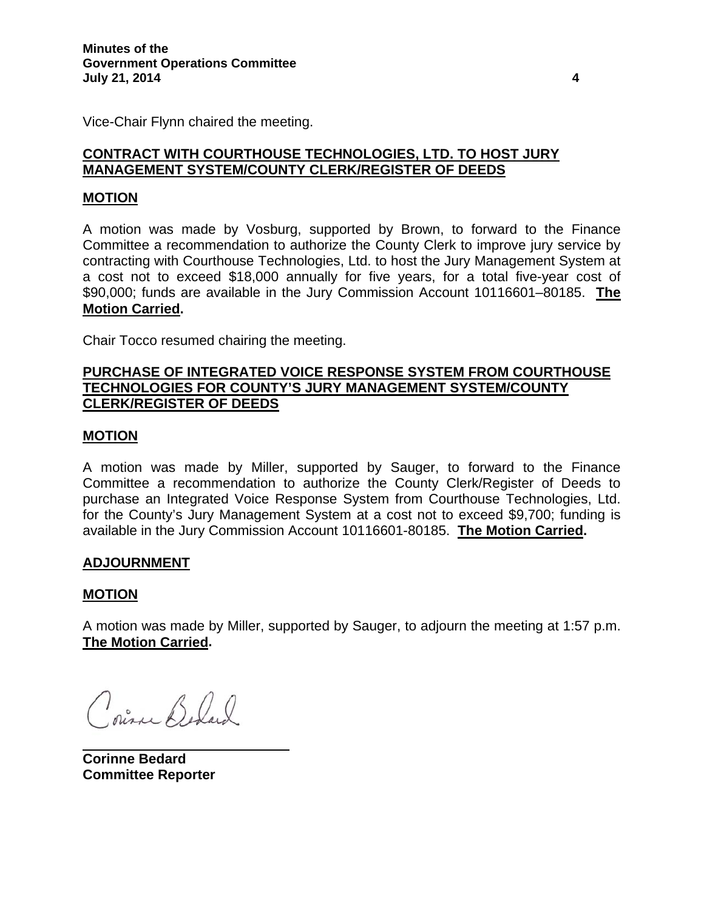Vice-Chair Flynn chaired the meeting.

**CONTRACT WITH COURTHOUSE TECHNOLOGIES, LTD. TO HOST JURY MANAGEMENT SYSTEM/COUNTY CLERK/REGISTER OF DEEDS**

**MOTION**

A motion was made by Vosburg, supported by Brown, to forward to the Finance Committee a recommendation to authorize the County Clerk to improve jury service by contracting with Courthouse Technologies, Ltd. to host the Jury Management System at a cost not to exceed $18,000 annually for five years, for a total five-year cost of $90,000; funds are available in the Jury Commission Account 10116601–80185. **The Motion Carried.**

Chair Tocco resumed chairing the meeting.

**PURCHASE OF INTEGRATED VOICE RESPONSE SYSTEM FROM COURTHOUSE TECHNOLOGIES FOR COUNTY'S JURY MANAGEMENT SYSTEM/COUNTY CLERK/REGISTER OF DEEDS**

**MOTION**

A motion was made by Miller, supported by Sauger, to forward to the Finance Committee a recommendation to authorize the County Clerk/Register of Deeds to purchase an Integrated Voice Response System from Courthouse Technologies, Ltd. for the County's Jury Management System at a cost not to exceed $9,700; funding is available in the Jury Commission Account 10116601-80185. **The Motion Carried.**

**ADJOURNMENT**

**MOTION**

A motion was made by Miller, supported by Sauger, to adjourn the meeting at 1:57 p.m. **The Motion Carried.**

Corinne Bedard

**Corinne Bedard**
**Committee Reporter**